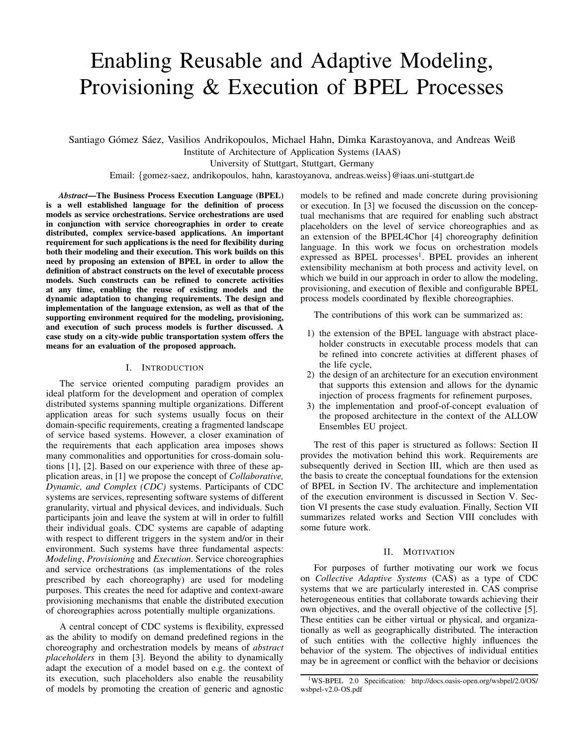# Enabling Reusable and Adaptive Modeling, Provisioning & Execution of BPEL Processes

Santiago Gómez Sáez, Vasilios Andrikopoulos, Michael Hahn, Dimka Karastoyanova, and Andreas Weiß
Institute of Architecture of Application Systems (IAAS)
University of Stuttgart, Stuttgart, Germany
Email: {gomez-saez, andrikopoulos, hahn, karastoyanova, andreas.weiss}@iaas.uni-stuttgart.de

***Abstract*—The Business Process Execution Language (BPEL) is a well established language for the definition of process models as service orchestrations. Service orchestrations are used in conjunction with service choreographies in order to create distributed, complex service-based applications. An important requirement for such applications is the need for flexibility during both their modeling and their execution. This work builds on this need by proposing an extension of BPEL in order to allow the definition of abstract constructs on the level of executable process models. Such constructs can be refined to concrete activities at any time, enabling the reuse of existing models and the dynamic adaptation to changing requirements. The design and implementation of the language extension, as well as that of the supporting environment required for the modeling, provisioning, and execution of such process models is further discussed. A case study on a city-wide public transportation system offers the means for an evaluation of the proposed approach.**

## I. Introduction

The service oriented computing paradigm provides an ideal platform for the development and operation of complex distributed systems spanning multiple organizations. Different application areas for such systems usually focus on their domain-specific requirements, creating a fragmented landscape of service based systems. However, a closer examination of the requirements that each application area imposes shows many commonalities and opportunities for cross-domain solutions [1], [2]. Based on our experience with three of these application areas, in [1] we propose the concept of *Collaborative, Dynamic, and Complex (CDC)* systems. Participants of CDC systems are services, representing software systems of different granularity, virtual and physical devices, and individuals. Such participants join and leave the system at will in order to fulfill their individual goals. CDC systems are capable of adapting with respect to different triggers in the system and/or in their environment. Such systems have three fundamental aspects: *Modeling*, *Provisioning* and *Execution*. Service choreographies and service orchestrations (as implementations of the roles prescribed by each choreography) are used for modeling purposes. This creates the need for adaptive and context-aware provisioning mechanisms that enable the distributed execution of choreographies across potentially multiple organizations.

A central concept of CDC systems is flexibility, expressed as the ability to modify on demand predefined regions in the choreography and orchestration models by means of *abstract placeholders* in them [3]. Beyond the ability to dynamically adapt the execution of a model based on e.g. the context of its execution, such placeholders also enable the reusability of models by promoting the creation of generic and agnostic models to be refined and made concrete during provisioning or execution. In [3] we focused the discussion on the conceptual mechanisms that are required for enabling such abstract placeholders on the level of service choreographies and as an extension of the BPEL4Chor [4] choreography definition language. In this work we focus on orchestration models expressed as BPEL processes[1]. BPEL provides an inherent extensibility mechanism at both process and activity level, on which we build in our approach in order to allow the modeling, provisioning, and execution of flexible and configurable BPEL process models coordinated by flexible choreographies.

The contributions of this work can be summarized as:

1) the extension of the BPEL language with abstract placeholder constructs in executable process models that can be refined into concrete activities at different phases of the life cycle,
2) the design of an architecture for an execution environment that supports this extension and allows for the dynamic injection of process fragments for refinement purposes,
3) the implementation and proof-of-concept evaluation of the proposed architecture in the context of the ALLOW Ensembles EU project.

The rest of this paper is structured as follows: Section II provides the motivation behind this work. Requirements are subsequently derived in Section III, which are then used as the basis to create the conceptual foundations for the extension of BPEL in Section IV. The architecture and implementation of the execution environment is discussed in Section V. Section VI presents the case study evaluation. Finally, Section VII summarizes related works and Section VIII concludes with some future work.

## II. Motivation

For purposes of further motivating our work we focus on *Collective Adaptive Systems* (CAS) as a type of CDC systems that we are particularly interested in. CAS comprise heterogeneous entities that collaborate towards achieving their own objectives, and the overall objective of the collective [5]. These entities can be either virtual or physical, and organizationally as well as geographically distributed. The interaction of such entities with the collective highly influences the behavior of the system. The objectives of individual entities may be in agreement or conflict with the behavior or decisions

[1] WS-BPEL 2.0 Specification: http://docs.oasis-open.org/wsbpel/2.0/OS/wsbpel-v2.0-OS.pdf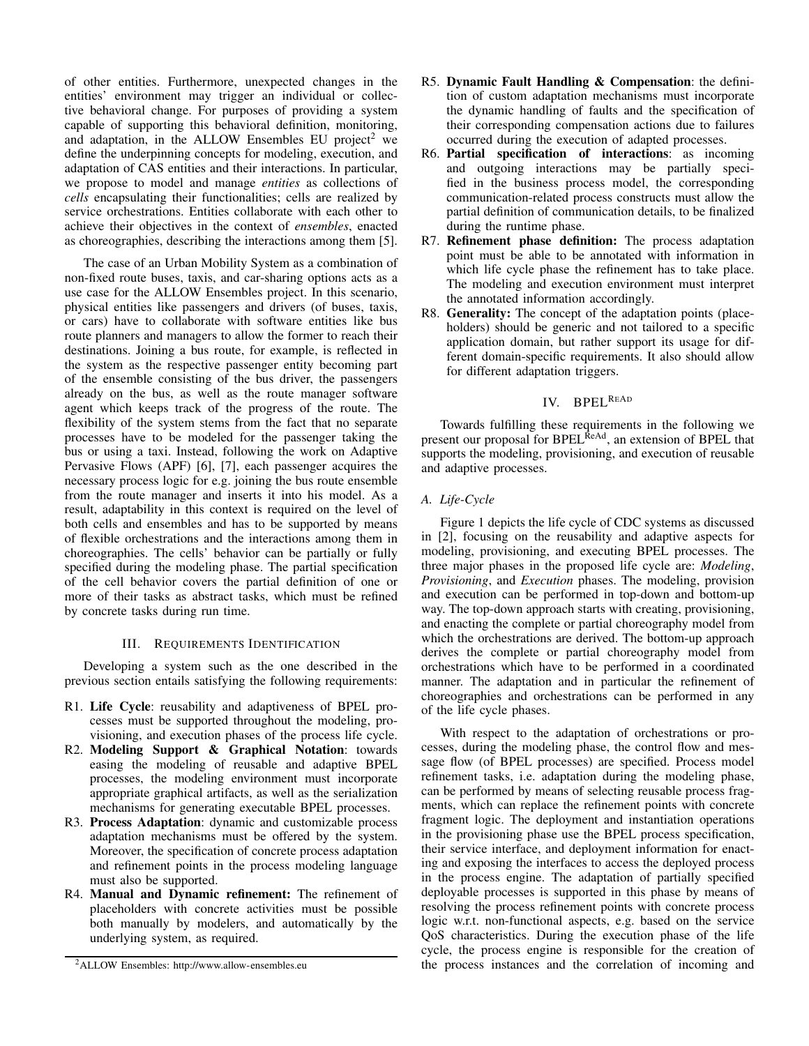of other entities. Furthermore, unexpected changes in the entities' environment may trigger an individual or collective behavioral change. For purposes of providing a system capable of supporting this behavioral definition, monitoring, and adaptation, in the ALLOW Ensembles EU project[2] we define the underpinning concepts for modeling, execution, and adaptation of CAS entities and their interactions. In particular, we propose to model and manage *entities* as collections of *cells* encapsulating their functionalities; cells are realized by service orchestrations. Entities collaborate with each other to achieve their objectives in the context of *ensembles*, enacted as choreographies, describing the interactions among them [5].

The case of an Urban Mobility System as a combination of non-fixed route buses, taxis, and car-sharing options acts as a use case for the ALLOW Ensembles project. In this scenario, physical entities like passengers and drivers (of buses, taxis, or cars) have to collaborate with software entities like bus route planners and managers to allow the former to reach their destinations. Joining a bus route, for example, is reflected in the system as the respective passenger entity becoming part of the ensemble consisting of the bus driver, the passengers already on the bus, as well as the route manager software agent which keeps track of the progress of the route. The flexibility of the system stems from the fact that no separate processes have to be modeled for the passenger taking the bus or using a taxi. Instead, following the work on Adaptive Pervasive Flows (APF) [6], [7], each passenger acquires the necessary process logic for e.g. joining the bus route ensemble from the route manager and inserts it into his model. As a result, adaptability in this context is required on the level of both cells and ensembles and has to be supported by means of flexible orchestrations and the interactions among them in choreographies. The cells' behavior can be partially or fully specified during the modeling phase. The partial specification of the cell behavior covers the partial definition of one or more of their tasks as abstract tasks, which must be refined by concrete tasks during run time.

## III. Requirements Identification

Developing a system such as the one described in the previous section entails satisfying the following requirements:

- R1. **Life Cycle**: reusability and adaptiveness of BPEL processes must be supported throughout the modeling, provisioning, and execution phases of the process life cycle.
- R2. **Modeling Support & Graphical Notation**: towards easing the modeling of reusable and adaptive BPEL processes, the modeling environment must incorporate appropriate graphical artifacts, as well as the serialization mechanisms for generating executable BPEL processes.
- R3. **Process Adaptation**: dynamic and customizable process adaptation mechanisms must be offered by the system. Moreover, the specification of concrete process adaptation and refinement points in the process modeling language must also be supported.
- R4. **Manual and Dynamic refinement:** The refinement of placeholders with concrete activities must be possible both manually by modelers, and automatically by the underlying system, as required.
- R5. **Dynamic Fault Handling & Compensation**: the definition of custom adaptation mechanisms must incorporate the dynamic handling of faults and the specification of their corresponding compensation actions due to failures occurred during the execution of adapted processes.
- R6. **Partial specification of interactions**: as incoming and outgoing interactions may be partially specified in the business process model, the corresponding communication-related process constructs must allow the partial definition of communication details, to be finalized during the runtime phase.
- R7. **Refinement phase definition:** The process adaptation point must be able to be annotated with information in which life cycle phase the refinement has to take place. The modeling and execution environment must interpret the annotated information accordingly.
- R8. **Generality:** The concept of the adaptation points (placeholders) should be generic and not tailored to a specific application domain, but rather support its usage for different domain-specific requirements. It also should allow for different adaptation triggers.

## IV. BPEL$^{\text{ReAd}}$

Towards fulfilling these requirements in the following we present our proposal for BPEL$^{\text{ReAd}}$, an extension of BPEL that supports the modeling, provisioning, and execution of reusable and adaptive processes.

### A. Life-Cycle

Figure 1 depicts the life cycle of CDC systems as discussed in [2], focusing on the reusability and adaptive aspects for modeling, provisioning, and executing BPEL processes. The three major phases in the proposed life cycle are: *Modeling*, *Provisioning*, and *Execution* phases. The modeling, provision and execution can be performed in top-down and bottom-up way. The top-down approach starts with creating, provisioning, and enacting the complete or partial choreography model from which the orchestrations are derived. The bottom-up approach derives the complete or partial choreography model from orchestrations which have to be performed in a coordinated manner. The adaptation and in particular the refinement of choreographies and orchestrations can be performed in any of the life cycle phases.

With respect to the adaptation of orchestrations or processes, during the modeling phase, the control flow and message flow (of BPEL processes) are specified. Process model refinement tasks, i.e. adaptation during the modeling phase, can be performed by means of selecting reusable process fragments, which can replace the refinement points with concrete fragment logic. The deployment and instantiation operations in the provisioning phase use the BPEL process specification, their service interface, and deployment information for enacting and exposing the interfaces to access the deployed process in the process engine. The adaptation of partially specified deployable processes is supported in this phase by means of resolving the process refinement points with concrete process logic w.r.t. non-functional aspects, e.g. based on the service QoS characteristics. During the execution phase of the life cycle, the process engine is responsible for the creation of the process instances and the correlation of incoming and

[2] ALLOW Ensembles: http://www.allow-ensembles.eu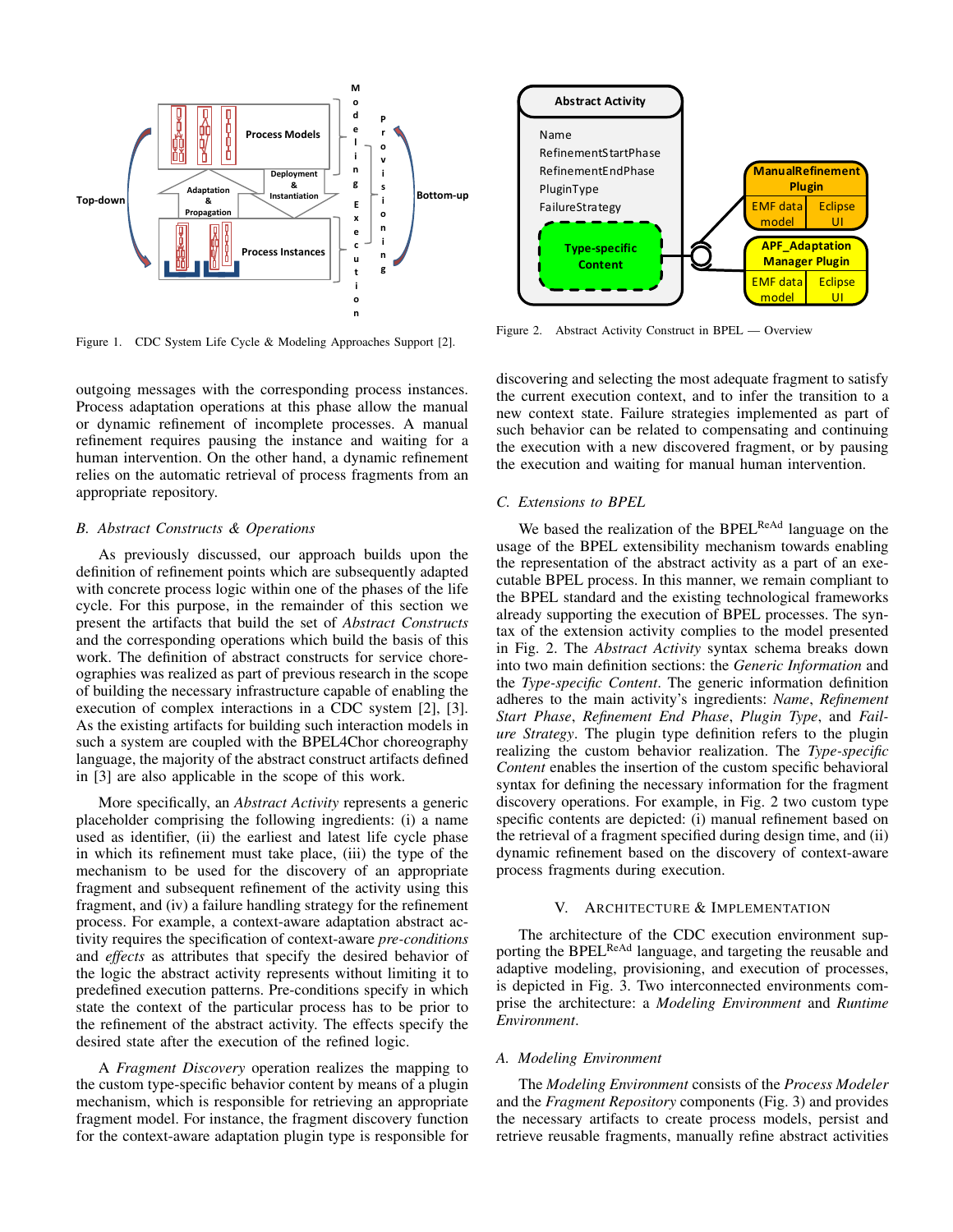Figure 1. CDC System Life Cycle & Modeling Approaches Support [2].

Figure 2. Abstract Activity Construct in BPEL — Overview

outgoing messages with the corresponding process instances. Process adaptation operations at this phase allow the manual or dynamic refinement of incomplete processes. A manual refinement requires pausing the instance and waiting for a human intervention. On the other hand, a dynamic refinement relies on the automatic retrieval of process fragments from an appropriate repository.

### B. Abstract Constructs & Operations

As previously discussed, our approach builds upon the definition of refinement points which are subsequently adapted with concrete process logic within one of the phases of the life cycle. For this purpose, in the remainder of this section we present the artifacts that build the set of *Abstract Constructs* and the corresponding operations which build the basis of this work. The definition of abstract constructs for service choreographies was realized as part of previous research in the scope of building the necessary infrastructure capable of enabling the execution of complex interactions in a CDC system [2], [3]. As the existing artifacts for building such interaction models in such a system are coupled with the BPEL4Chor choreography language, the majority of the abstract construct artifacts defined in [3] are also applicable in the scope of this work.

More specifically, an *Abstract Activity* represents a generic placeholder comprising the following ingredients: (i) a name used as identifier, (ii) the earliest and latest life cycle phase in which its refinement must take place, (iii) the type of the mechanism to be used for the discovery of an appropriate fragment and subsequent refinement of the activity using this fragment, and (iv) a failure handling strategy for the refinement process. For example, a context-aware adaptation abstract activity requires the specification of context-aware *pre-conditions* and *effects* as attributes that specify the desired behavior of the logic the abstract activity represents without limiting it to predefined execution patterns. Pre-conditions specify in which state the context of the particular process has to be prior to the refinement of the abstract activity. The effects specify the desired state after the execution of the refined logic.

A *Fragment Discovery* operation realizes the mapping to the custom type-specific behavior content by means of a plugin mechanism, which is responsible for retrieving an appropriate fragment model. For instance, the fragment discovery function for the context-aware adaptation plugin type is responsible for discovering and selecting the most adequate fragment to satisfy the current execution context, and to infer the transition to a new context state. Failure strategies implemented as part of such behavior can be related to compensating and continuing the execution with a new discovered fragment, or by pausing the execution and waiting for manual human intervention.

### C. Extensions to BPEL

We based the realization of the BPEL[ReAd] language on the usage of the BPEL extensibility mechanism towards enabling the representation of the abstract activity as a part of an executable BPEL process. In this manner, we remain compliant to the BPEL standard and the existing technological frameworks already supporting the execution of BPEL processes. The syntax of the extension activity complies to the model presented in Fig. 2. The *Abstract Activity* syntax schema breaks down into two main definition sections: the *Generic Information* and the *Type-specific Content*. The generic information definition adheres to the main activity's ingredients: *Name*, *Refinement Start Phase*, *Refinement End Phase*, *Plugin Type*, and *Failure Strategy*. The plugin type definition refers to the plugin realizing the custom behavior realization. The *Type-specific Content* enables the insertion of the custom specific behavioral syntax for defining the necessary information for the fragment discovery operations. For example, in Fig. 2 two custom type specific contents are depicted: (i) manual refinement based on the retrieval of a fragment specified during design time, and (ii) dynamic refinement based on the discovery of context-aware process fragments during execution.

## V. Architecture & Implementation

The architecture of the CDC execution environment supporting the BPEL[ReAd] language, and targeting the reusable and adaptive modeling, provisioning, and execution of processes, is depicted in Fig. 3. Two interconnected environments comprise the architecture: a *Modeling Environment* and *Runtime Environment*.

### A. Modeling Environment

The *Modeling Environment* consists of the *Process Modeler* and the *Fragment Repository* components (Fig. 3) and provides the necessary artifacts to create process models, persist and retrieve reusable fragments, manually refine abstract activities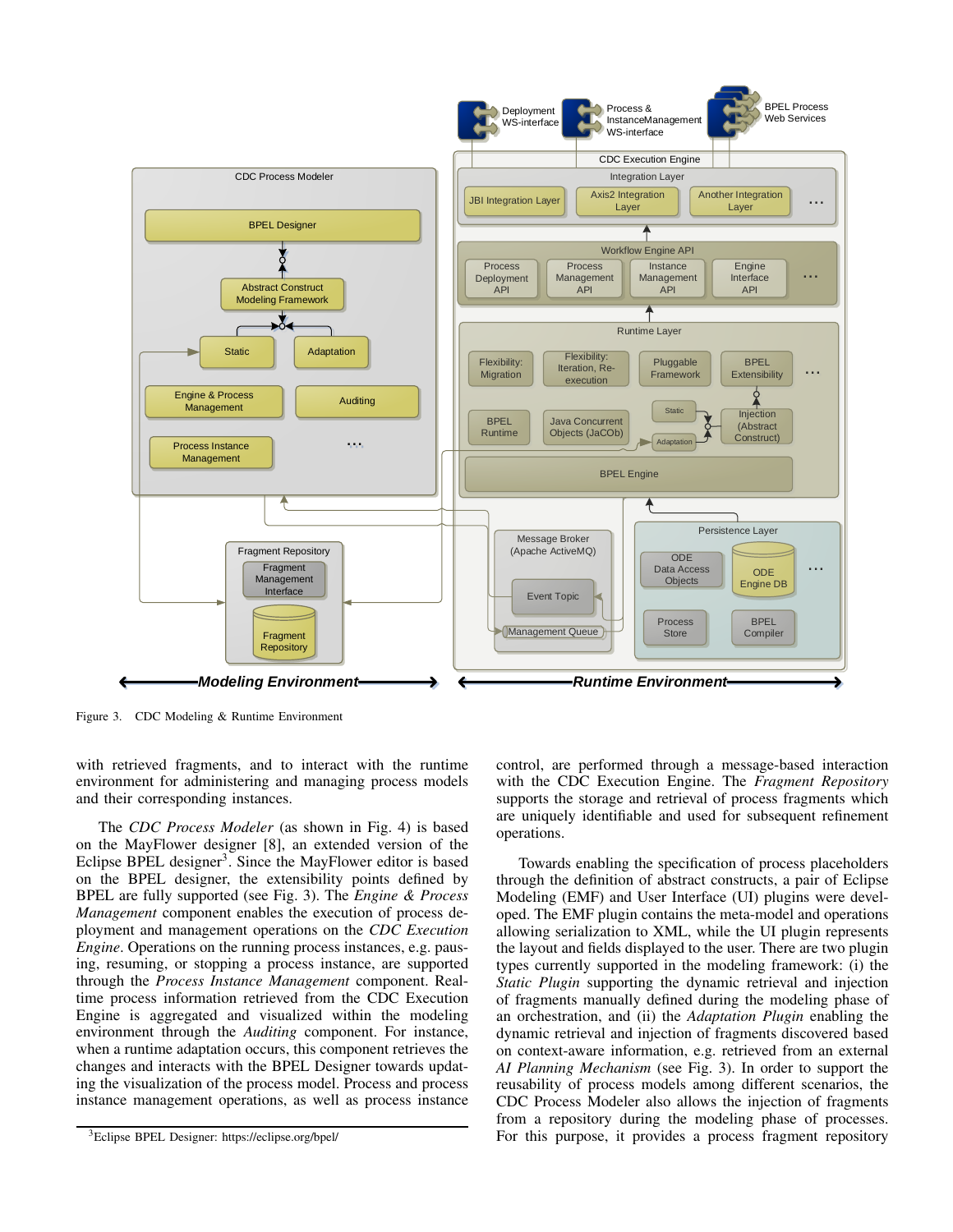Figure 3. CDC Modeling & Runtime Environment

with retrieved fragments, and to interact with the runtime environment for administering and managing process models and their corresponding instances.

The *CDC Process Modeler* (as shown in Fig. 4) is based on the MayFlower designer [8], an extended version of the Eclipse BPEL designer[3]. Since the MayFlower editor is based on the BPEL designer, the extensibility points defined by BPEL are fully supported (see Fig. 3). The *Engine & Process Management* component enables the execution of process deployment and management operations on the *CDC Execution Engine*. Operations on the running process instances, e.g. pausing, resuming, or stopping a process instance, are supported through the *Process Instance Management* component. Real-time process information retrieved from the CDC Execution Engine is aggregated and visualized within the modeling environment through the *Auditing* component. For instance, when a runtime adaptation occurs, this component retrieves the changes and interacts with the BPEL Designer towards updating the visualization of the process model. Process and process instance management operations, as well as process instance control, are performed through a message-based interaction with the CDC Execution Engine. The *Fragment Repository* supports the storage and retrieval of process fragments which are uniquely identifiable and used for subsequent refinement operations.

Towards enabling the specification of process placeholders through the definition of abstract constructs, a pair of Eclipse Modeling (EMF) and User Interface (UI) plugins were developed. The EMF plugin contains the meta-model and operations allowing serialization to XML, while the UI plugin represents the layout and fields displayed to the user. There are two plugin types currently supported in the modeling framework: (i) the *Static Plugin* supporting the dynamic retrieval and injection of fragments manually defined during the modeling phase of an orchestration, and (ii) the *Adaptation Plugin* enabling the dynamic retrieval and injection of fragments discovered based on context-aware information, e.g. retrieved from an external *AI Planning Mechanism* (see Fig. 3). In order to support the reusability of process models among different scenarios, the CDC Process Modeler also allows the injection of fragments from a repository during the modeling phase of processes. For this purpose, it provides a process fragment repository

[3] Eclipse BPEL Designer: https://eclipse.org/bpel/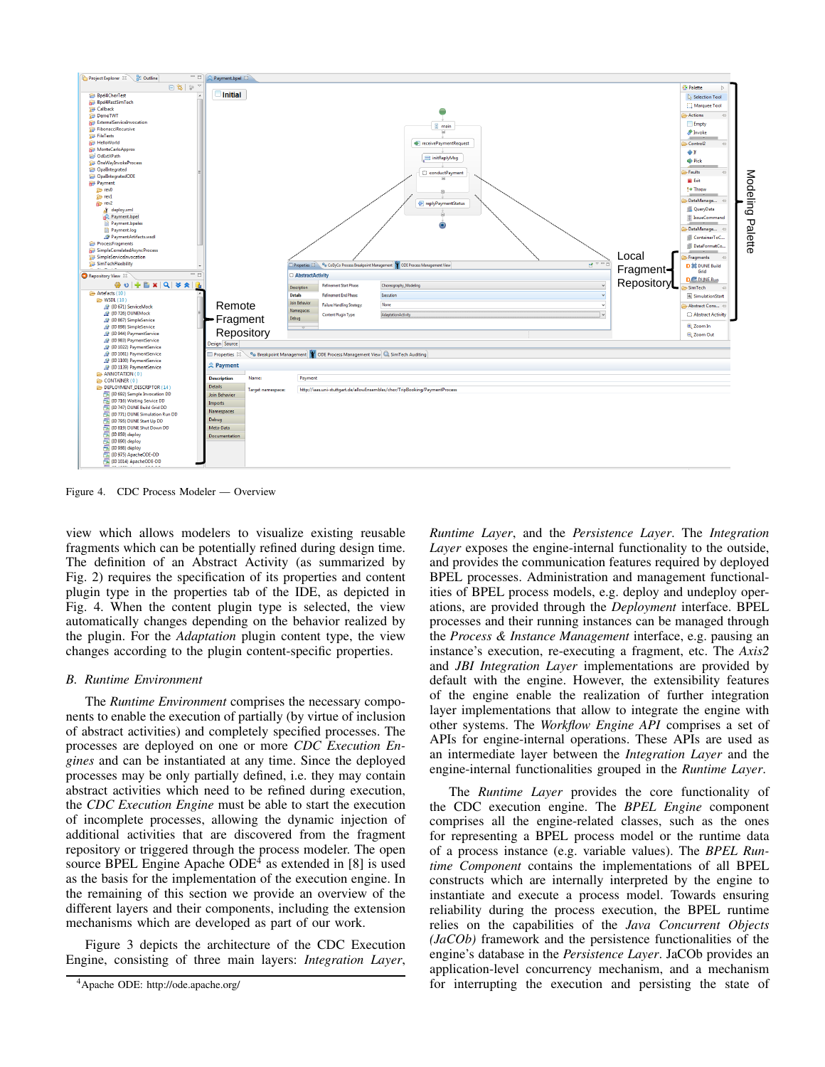Figure 4. CDC Process Modeler — Overview

view which allows modelers to visualize existing reusable fragments which can be potentially refined during design time. The definition of an Abstract Activity (as summarized by Fig. 2) requires the specification of its properties and content plugin type in the properties tab of the IDE, as depicted in Fig. 4. When the content plugin type is selected, the view automatically changes depending on the behavior realized by the plugin. For the *Adaptation* plugin content type, the view changes according to the plugin content-specific properties.

### B. Runtime Environment

The *Runtime Environment* comprises the necessary components to enable the execution of partially (by virtue of inclusion of abstract activities) and completely specified processes. The processes are deployed on one or more *CDC Execution Engines* and can be instantiated at any time. Since the deployed processes may be only partially defined, i.e. they may contain abstract activities which need to be refined during execution, the *CDC Execution Engine* must be able to start the execution of incomplete processes, allowing the dynamic injection of additional activities that are discovered from the fragment repository or triggered through the process modeler. The open source BPEL Engine Apache ODE[4] as extended in [8] is used as the basis for the implementation of the execution engine. In the remaining of this section we provide an overview of the different layers and their components, including the extension mechanisms which are developed as part of our work.

Figure 3 depicts the architecture of the CDC Execution Engine, consisting of three main layers: *Integration Layer*, *Runtime Layer*, and the *Persistence Layer*. The *Integration Layer* exposes the engine-internal functionality to the outside, and provides the communication features required by deployed BPEL processes. Administration and management functionalities of BPEL process models, e.g. deploy and undeploy operations, are provided through the *Deployment* interface. BPEL processes and their running instances can be managed through the *Process & Instance Management* interface, e.g. pausing an instance's execution, re-executing a fragment, etc. The *Axis2* and *JBI Integration Layer* implementations are provided by default with the engine. However, the extensibility features of the engine enable the realization of further integration layer implementations that allow to integrate the engine with other systems. The *Workflow Engine API* comprises a set of APIs for engine-internal operations. These APIs are used as an intermediate layer between the *Integration Layer* and the engine-internal functionalities grouped in the *Runtime Layer*.

The *Runtime Layer* provides the core functionality of the CDC execution engine. The *BPEL Engine* component comprises all the engine-related classes, such as the ones for representing a BPEL process model or the runtime data of a process instance (e.g. variable values). The *BPEL Runtime Component* contains the implementations of all BPEL constructs which are internally interpreted by the engine to instantiate and execute a process model. Towards ensuring reliability during the process execution, the BPEL runtime relies on the capabilities of the *Java Concurrent Objects (JaCOb)* framework and the persistence functionalities of the engine's database in the *Persistence Layer*. JaCOb provides an application-level concurrency mechanism, and a mechanism for interrupting the execution and persisting the state of

[4] Apache ODE: http://ode.apache.org/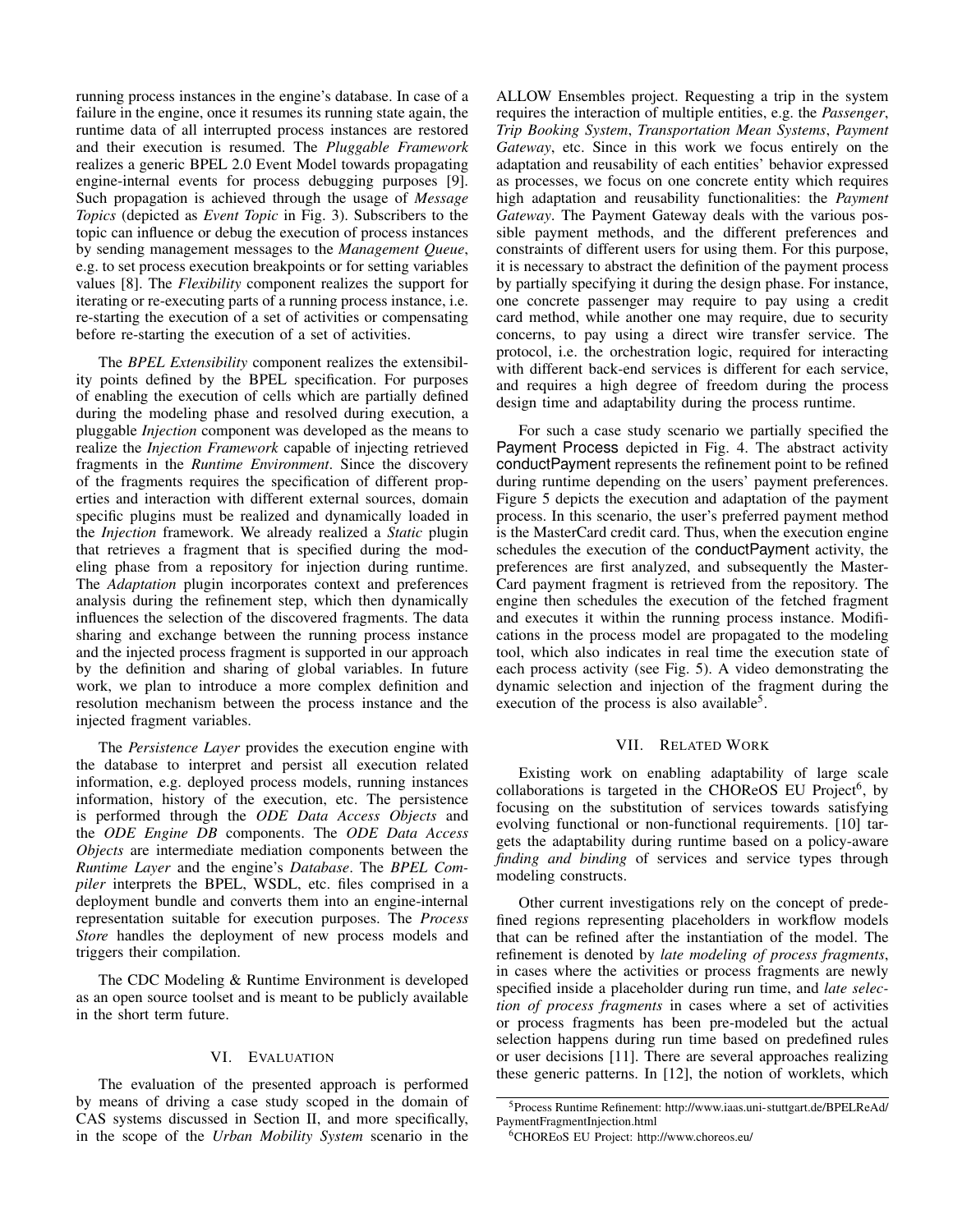running process instances in the engine's database. In case of a failure in the engine, once it resumes its running state again, the runtime data of all interrupted process instances are restored and their execution is resumed. The *Pluggable Framework* realizes a generic BPEL 2.0 Event Model towards propagating engine-internal events for process debugging purposes [9]. Such propagation is achieved through the usage of *Message Topics* (depicted as *Event Topic* in Fig. 3). Subscribers to the topic can influence or debug the execution of process instances by sending management messages to the *Management Queue*, e.g. to set process execution breakpoints or for setting variables values [8]. The *Flexibility* component realizes the support for iterating or re-executing parts of a running process instance, i.e. re-starting the execution of a set of activities or compensating before re-starting the execution of a set of activities.

The *BPEL Extensibility* component realizes the extensibility points defined by the BPEL specification. For purposes of enabling the execution of cells which are partially defined during the modeling phase and resolved during execution, a pluggable *Injection* component was developed as the means to realize the *Injection Framework* capable of injecting retrieved fragments in the *Runtime Environment*. Since the discovery of the fragments requires the specification of different properties and interaction with different external sources, domain specific plugins must be realized and dynamically loaded in the *Injection* framework. We already realized a *Static* plugin that retrieves a fragment that is specified during the modeling phase from a repository for injection during runtime. The *Adaptation* plugin incorporates context and preferences analysis during the refinement step, which then dynamically influences the selection of the discovered fragments. The data sharing and exchange between the running process instance and the injected process fragment is supported in our approach by the definition and sharing of global variables. In future work, we plan to introduce a more complex definition and resolution mechanism between the process instance and the injected fragment variables.

The *Persistence Layer* provides the execution engine with the database to interpret and persist all execution related information, e.g. deployed process models, running instances information, history of the execution, etc. The persistence is performed through the *ODE Data Access Objects* and the *ODE Engine DB* components. The *ODE Data Access Objects* are intermediate mediation components between the *Runtime Layer* and the engine's *Database*. The *BPEL Compiler* interprets the BPEL, WSDL, etc. files comprised in a deployment bundle and converts them into an engine-internal representation suitable for execution purposes. The *Process Store* handles the deployment of new process models and triggers their compilation.

The CDC Modeling & Runtime Environment is developed as an open source toolset and is meant to be publicly available in the short term future.

## VI. Evaluation

The evaluation of the presented approach is performed by means of driving a case study scoped in the domain of CAS systems discussed in Section II, and more specifically, in the scope of the *Urban Mobility System* scenario in the ALLOW Ensembles project. Requesting a trip in the system requires the interaction of multiple entities, e.g. the *Passenger*, *Trip Booking System*, *Transportation Mean Systems*, *Payment Gateway*, etc. Since in this work we focus entirely on the adaptation and reusability of each entities' behavior expressed as processes, we focus on one concrete entity which requires high adaptation and reusability functionalities: the *Payment Gateway*. The Payment Gateway deals with the various possible payment methods, and the different preferences and constraints of different users for using them. For this purpose, it is necessary to abstract the definition of the payment process by partially specifying it during the design phase. For instance, one concrete passenger may require to pay using a credit card method, while another one may require, due to security concerns, to pay using a direct wire transfer service. The protocol, i.e. the orchestration logic, required for interacting with different back-end services is different for each service, and requires a high degree of freedom during the process design time and adaptability during the process runtime.

For such a case study scenario we partially specified the Payment Process depicted in Fig. 4. The abstract activity conductPayment represents the refinement point to be refined during runtime depending on the users' payment preferences. Figure 5 depicts the execution and adaptation of the payment process. In this scenario, the user's preferred payment method is the MasterCard credit card. Thus, when the execution engine schedules the execution of the conductPayment activity, the preferences are first analyzed, and subsequently the MasterCard payment fragment is retrieved from the repository. The engine then schedules the execution of the fetched fragment and executes it within the running process instance. Modifications in the process model are propagated to the modeling tool, which also indicates in real time the execution state of each process activity (see Fig. 5). A video demonstrating the dynamic selection and injection of the fragment during the execution of the process is also available[5].

## VII. Related Work

Existing work on enabling adaptability of large scale collaborations is targeted in the CHOReOS EU Project[6], by focusing on the substitution of services towards satisfying evolving functional or non-functional requirements. [10] targets the adaptability during runtime based on a policy-aware *finding and binding* of services and service types through modeling constructs.

Other current investigations rely on the concept of predefined regions representing placeholders in workflow models that can be refined after the instantiation of the model. The refinement is denoted by *late modeling of process fragments*, in cases where the activities or process fragments are newly specified inside a placeholder during run time, and *late selection of process fragments* in cases where a set of activities or process fragments has been pre-modeled but the actual selection happens during run time based on predefined rules or user decisions [11]. There are several approaches realizing these generic patterns. In [12], the notion of worklets, which

[5] Process Runtime Refinement: http://www.iaas.uni-stuttgart.de/BPELReAd/PaymentFragmentInjection.html

[6] CHOREoS EU Project: http://www.choreos.eu/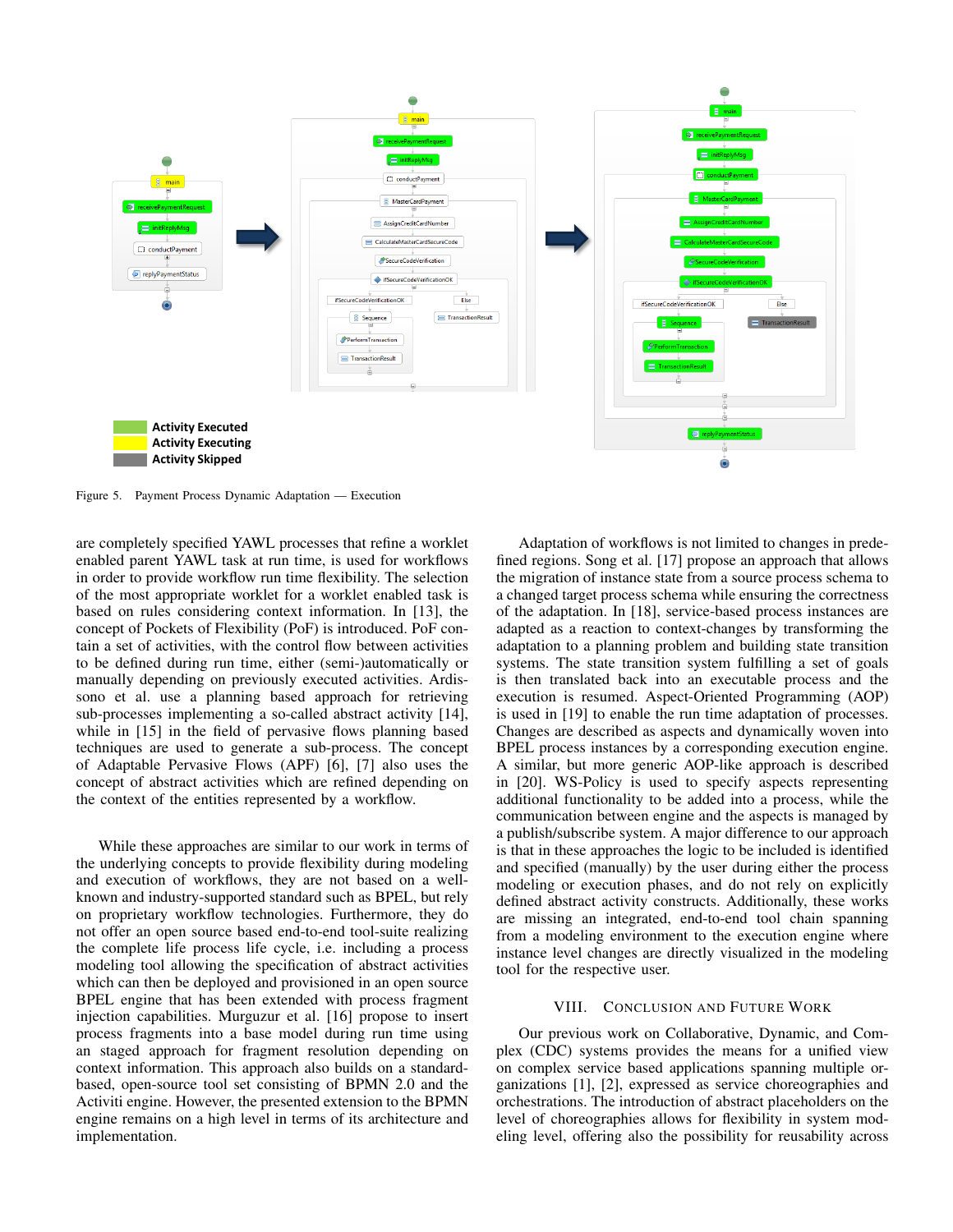Figure 5. Payment Process Dynamic Adaptation — Execution

are completely specified YAWL processes that refine a worklet enabled parent YAWL task at run time, is used for workflows in order to provide workflow run time flexibility. The selection of the most appropriate worklet for a worklet enabled task is based on rules considering context information. In [13], the concept of Pockets of Flexibility (PoF) is introduced. PoF contain a set of activities, with the control flow between activities to be defined during run time, either (semi-)automatically or manually depending on previously executed activities. Ardissono et al. use a planning based approach for retrieving sub-processes implementing a so-called abstract activity [14], while in [15] in the field of pervasive flows planning based techniques are used to generate a sub-process. The concept of Adaptable Pervasive Flows (APF) [6], [7] also uses the concept of abstract activities which are refined depending on the context of the entities represented by a workflow.

While these approaches are similar to our work in terms of the underlying concepts to provide flexibility during modeling and execution of workflows, they are not based on a well-known and industry-supported standard such as BPEL, but rely on proprietary workflow technologies. Furthermore, they do not offer an open source based end-to-end tool-suite realizing the complete life process life cycle, i.e. including a process modeling tool allowing the specification of abstract activities which can then be deployed and provisioned in an open source BPEL engine that has been extended with process fragment injection capabilities. Murguzur et al. [16] propose to insert process fragments into a base model during run time using an staged approach for fragment resolution depending on context information. This approach also builds on a standard-based, open-source tool set consisting of BPMN 2.0 and the Activiti engine. However, the presented extension to the BPMN engine remains on a high level in terms of its architecture and implementation.

Adaptation of workflows is not limited to changes in predefined regions. Song et al. [17] propose an approach that allows the migration of instance state from a source process schema to a changed target process schema while ensuring the correctness of the adaptation. In [18], service-based process instances are adapted as a reaction to context-changes by transforming the adaptation to a planning problem and building state transition systems. The state transition system fulfilling a set of goals is then translated back into an executable process and the execution is resumed. Aspect-Oriented Programming (AOP) is used in [19] to enable the run time adaptation of processes. Changes are described as aspects and dynamically woven into BPEL process instances by a corresponding execution engine. A similar, but more generic AOP-like approach is described in [20]. WS-Policy is used to specify aspects representing additional functionality to be added into a process, while the communication between engine and the aspects is managed by a publish/subscribe system. A major difference to our approach is that in these approaches the logic to be included is identified and specified (manually) by the user during either the process modeling or execution phases, and do not rely on explicitly defined abstract activity constructs. Additionally, these works are missing an integrated, end-to-end tool chain spanning from a modeling environment to the execution engine where instance level changes are directly visualized in the modeling tool for the respective user.

## VIII. Conclusion and Future Work

Our previous work on Collaborative, Dynamic, and Complex (CDC) systems provides the means for a unified view on complex service based applications spanning multiple organizations [1], [2], expressed as service choreographies and orchestrations. The introduction of abstract placeholders on the level of choreographies allows for flexibility in system modeling level, offering also the possibility for reusability across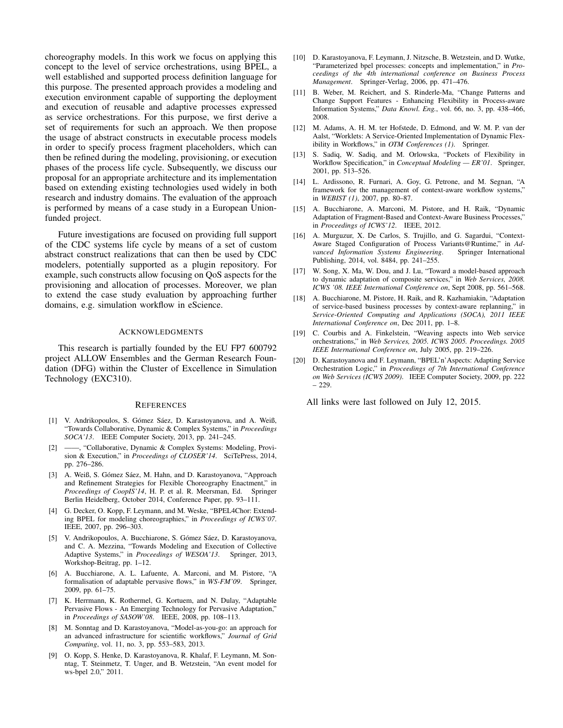choreography models. In this work we focus on applying this concept to the level of service orchestrations, using BPEL, a well established and supported process definition language for this purpose. The presented approach provides a modeling and execution environment capable of supporting the deployment and execution of reusable and adaptive processes expressed as service orchestrations. For this purpose, we first derive a set of requirements for such an approach. We then propose the usage of abstract constructs in executable process models in order to specify process fragment placeholders, which can then be refined during the modeling, provisioning, or execution phases of the process life cycle. Subsequently, we discuss our proposal for an appropriate architecture and its implementation based on extending existing technologies used widely in both research and industry domains. The evaluation of the approach is performed by means of a case study in a European Union-funded project.

Future investigations are focused on providing full support of the CDC systems life cycle by means of a set of custom abstract construct realizations that can then be used by CDC modelers, potentially supported as a plugin repository. For example, such constructs allow focusing on QoS aspects for the provisioning and allocation of processes. Moreover, we plan to extend the case study evaluation by approaching further domains, e.g. simulation workflow in eScience.

## Acknowledgments

This research is partially founded by the EU FP7 600792 project ALLOW Ensembles and the German Research Foundation (DFG) within the Cluster of Excellence in Simulation Technology (EXC310).

## References

[1] V. Andrikopoulos, S. Gómez Sáez, D. Karastoyanova, and A. Weiß, "Towards Collaborative, Dynamic & Complex Systems," in *Proceedings SOCA'13*. IEEE Computer Society, 2013, pp. 241–245.

[2] ——, "Collaborative, Dynamic & Complex Systems: Modeling, Provision & Execution," in *Proceedings of CLOSER'14*. SciTePress, 2014, pp. 276–286.

[3] A. Weiß, S. Gómez Sáez, M. Hahn, and D. Karastoyanova, "Approach and Refinement Strategies for Flexible Choreography Enactment," in *Proceedings of CoopIS'14*, H. P. et al. R. Meersman, Ed. Springer Berlin Heidelberg, October 2014, Conference Paper, pp. 93–111.

[4] G. Decker, O. Kopp, F. Leymann, and M. Weske, "BPEL4Chor: Extending BPEL for modeling choreographies," in *Proceedings of ICWS'07*. IEEE, 2007, pp. 296–303.

[5] V. Andrikopoulos, A. Bucchiarone, S. Gómez Sáez, D. Karastoyanova, and C. A. Mezzina, "Towards Modeling and Execution of Collective Adaptive Systems," in *Proceedings of WESOA'13*. Springer, 2013, Workshop-Beitrag, pp. 1–12.

[6] A. Bucchiarone, A. L. Lafuente, A. Marconi, and M. Pistore, "A formalisation of adaptable pervasive flows," in *WS-FM'09*. Springer, 2009, pp. 61–75.

[7] K. Herrmann, K. Rothermel, G. Kortuem, and N. Dulay, "Adaptable Pervasive Flows - An Emerging Technology for Pervasive Adaptation," in *Proceedings of SASOW'08*. IEEE, 2008, pp. 108–113.

[8] M. Sonntag and D. Karastoyanova, "Model-as-you-go: an approach for an advanced infrastructure for scientific workflows," *Journal of Grid Computing*, vol. 11, no. 3, pp. 553–583, 2013.

[9] O. Kopp, S. Henke, D. Karastoyanova, R. Khalaf, F. Leymann, M. Sonntag, T. Steinmetz, T. Unger, and B. Wetzstein, "An event model for ws-bpel 2.0," 2011.

[10] D. Karastoyanova, F. Leymann, J. Nitzsche, B. Wetzstein, and D. Wutke, "Parameterized bpel processes: concepts and implementation," in *Proceedings of the 4th international conference on Business Process Management*. Springer-Verlag, 2006, pp. 471–476.

[11] B. Weber, M. Reichert, and S. Rinderle-Ma, "Change Patterns and Change Support Features - Enhancing Flexibility in Process-aware Information Systems," *Data Knowl. Eng.*, vol. 66, no. 3, pp. 438–466, 2008.

[12] M. Adams, A. H. M. ter Hofstede, D. Edmond, and W. M. P. van der Aalst, "Worklets: A Service-Oriented Implementation of Dynamic Flexibility in Workflows," in *OTM Conferences (1)*. Springer.

[13] S. Sadiq, W. Sadiq, and M. Orlowska, "Pockets of Flexibility in Workflow Specification," in *Conceptual Modeling — ER'01*. Springer, 2001, pp. 513–526.

[14] L. Ardissono, R. Furnari, A. Goy, G. Petrone, and M. Segnan, "A framework for the management of context-aware workflow systems," in *WEBIST (1)*, 2007, pp. 80–87.

[15] A. Bucchiarone, A. Marconi, M. Pistore, and H. Raik, "Dynamic Adaptation of Fragment-Based and Context-Aware Business Processes," in *Proceedings of ICWS'12*. IEEE, 2012.

[16] A. Murguzur, X. De Carlos, S. Trujillo, and G. Sagardui, "Context-Aware Staged Configuration of Process Variants@Runtime," in *Advanced Information Systems Engineering*. Springer International Publishing, 2014, vol. 8484, pp. 241–255.

[17] W. Song, X. Ma, W. Dou, and J. Lu, "Toward a model-based approach to dynamic adaptation of composite services," in *Web Services, 2008. ICWS '08. IEEE International Conference on*, Sept 2008, pp. 561–568.

[18] A. Bucchiarone, M. Pistore, H. Raik, and R. Kazhamiakin, "Adaptation of service-based business processes by context-aware replanning," in *Service-Oriented Computing and Applications (SOCA), 2011 IEEE International Conference on*, Dec 2011, pp. 1–8.

[19] C. Courbis and A. Finkelstein, "Weaving aspects into Web service orchestrations," in *Web Services, 2005. ICWS 2005. Proceedings. 2005 IEEE International Conference on*, July 2005, pp. 219–226.

[20] D. Karastoyanova and F. Leymann, "BPEL'n'Aspects: Adapting Service Orchestration Logic," in *Proceedings of 7th International Conference on Web Services (ICWS 2009)*. IEEE Computer Society, 2009, pp. 222 – 229.

All links were last followed on July 12, 2015.